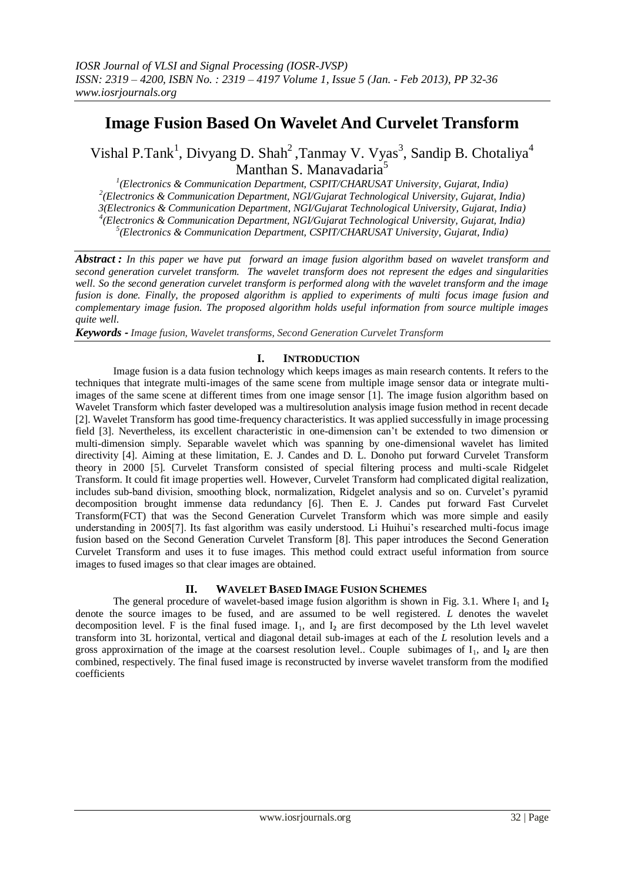# Image Fusion Based On Wavelet And Curvelet Transform

Vishal P.Tank[1], Divyang D. Shah[2] ,Tanmay V. Vyas[3], Sandip B. Chotaliya[4] Manthan S. Manavadaria[5]

[1](Electronics & Communication Department, CSPIT/CHARUSAT University, Gujarat, India)
[2](Electronics & Communication Department, NGI/Gujarat Technological University, Gujarat, India)
3(Electronics & Communication Department, NGI/Gujarat Technological University, Gujarat, India)
[4](Electronics & Communication Department, NGI/Gujarat Technological University, Gujarat, India)
[5](Electronics & Communication Department, CSPIT/CHARUSAT University, Gujarat, India)

***Abstract :*** *In this paper we have put forward an image fusion algorithm based on wavelet transform and second generation curvelet transform. The wavelet transform does not represent the edges and singularities well. So the second generation curvelet transform is performed along with the wavelet transform and the image fusion is done. Finally, the proposed algorithm is applied to experiments of multi focus image fusion and complementary image fusion. The proposed algorithm holds useful information from source multiple images quite well.*

***Keywords -*** *Image fusion, Wavelet transforms, Second Generation Curvelet Transform*

## I. INTRODUCTION

Image fusion is a data fusion technology which keeps images as main research contents. It refers to the techniques that integrate multi-images of the same scene from multiple image sensor data or integrate multi-images of the same scene at different times from one image sensor [1]. The image fusion algorithm based on Wavelet Transform which faster developed was a multiresolution analysis image fusion method in recent decade [2]. Wavelet Transform has good time-frequency characteristics. It was applied successfully in image processing field [3]. Nevertheless, its excellent characteristic in one-dimension can't be extended to two dimension or multi-dimension simply. Separable wavelet which was spanning by one-dimensional wavelet has limited directivity [4]. Aiming at these limitation, E. J. Candes and D. L. Donoho put forward Curvelet Transform theory in 2000 [5]. Curvelet Transform consisted of special filtering process and multi-scale Ridgelet Transform. It could fit image properties well. However, Curvelet Transform had complicated digital realization, includes sub-band division, smoothing block, normalization, Ridgelet analysis and so on. Curvelet's pyramid decomposition brought immense data redundancy [6]. Then E. J. Candes put forward Fast Curvelet Transform(FCT) that was the Second Generation Curvelet Transform which was more simple and easily understanding in 2005[7]. Its fast algorithm was easily understood. Li Huihui's researched multi-focus image fusion based on the Second Generation Curvelet Transform [8]. This paper introduces the Second Generation Curvelet Transform and uses it to fuse images. This method could extract useful information from source images to fused images so that clear images are obtained.

## II. WAVELET BASED IMAGE FUSION SCHEMES

The general procedure of wavelet-based image fusion algorithm is shown in Fig. 3.1. Where $I_1$ and $I_2$ denote the source images to be fused, and are assumed to be well registered. *L* denotes the wavelet decomposition level. F is the final fused image. $I_1$, and $I_2$ are first decomposed by the Lth level wavelet transform into 3L horizontal, vertical and diagonal detail sub-images at each of the *L* resolution levels and a gross approxirnation of the image at the coarsest resolution level.. Couple subimages of $I_1$, and $I_2$ are then combined, respectively. The final fused image is reconstructed by inverse wavelet transform from the modified coefficients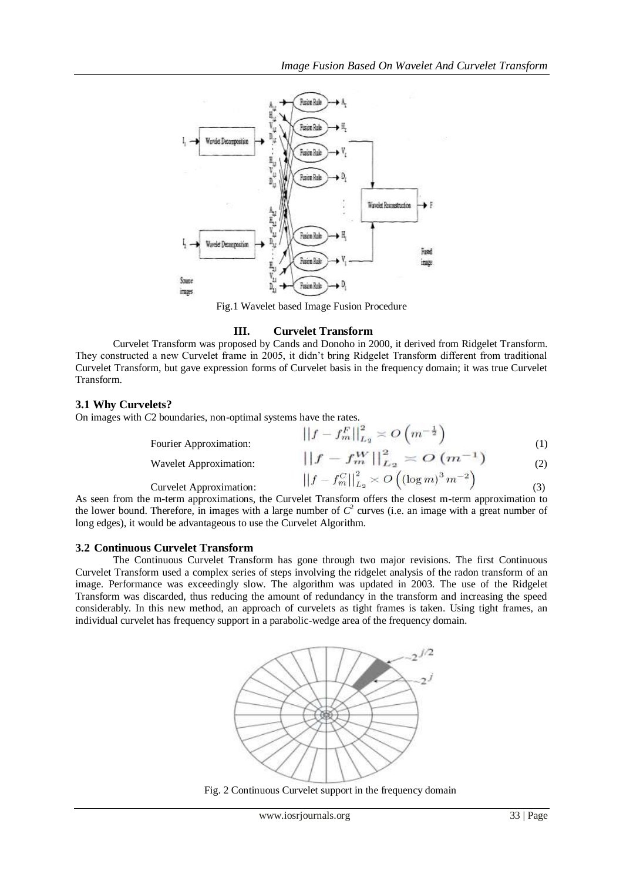Fig.1 Wavelet based Image Fusion Procedure

## III. Curvelet Transform

Curvelet Transform was proposed by Cands and Donoho in 2000, it derived from Ridgelet Transform. They constructed a new Curvelet frame in 2005, it didn't bring Ridgelet Transform different from traditional Curvelet Transform, but gave expression forms of Curvelet basis in the frequency domain; it was true Curvelet Transform.

### 3.1 Why Curvelets?

On images with *C*2 boundaries, non-optimal systems have the rates.

Fourier Approximation:
$$||f - f_m^F||_{L_2}^2 \asymp O\left(m^{-\frac{1}{2}}\right) \tag{1}$$

Wavelet Approximation:
$$||f - f_m^W||_{L_2}^2 \asymp O\left(m^{-1}\right) \tag{2}$$

Curvelet Approximation:
$$||f - f_m^C||_{L_2}^2 \asymp O\left((\log m)^3 m^{-2}\right) \tag{3}$$

As seen from the m-term approximations, the Curvelet Transform offers the closest m-term approximation to the lower bound. Therefore, in images with a large number of $C^2$ curves (i.e. an image with a great number of long edges), it would be advantageous to use the Curvelet Algorithm.

### 3.2 Continuous Curvelet Transform

The Continuous Curvelet Transform has gone through two major revisions. The first Continuous Curvelet Transform used a complex series of steps involving the ridgelet analysis of the radon transform of an image. Performance was exceedingly slow. The algorithm was updated in 2003. The use of the Ridgelet Transform was discarded, thus reducing the amount of redundancy in the transform and increasing the speed considerably. In this new method, an approach of curvelets as tight frames is taken. Using tight frames, an individual curvelet has frequency support in a parabolic-wedge area of the frequency domain.

Fig. 2 Continuous Curvelet support in the frequency domain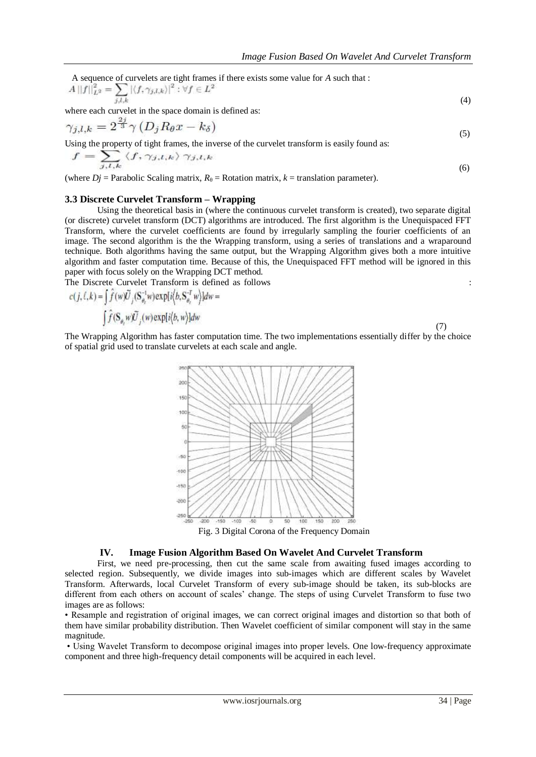A sequence of curvelets are tight frames if there exists some value for *A* such that :

$$A\,||f||_{L^2}^2 = \sum_{j,l,k} |\langle f, \gamma_{j,l,k}\rangle|^2 : \forall f \in L^2 \tag{4}$$

where each curvelet in the space domain is defined as:

$$\gamma_{j,l,k} = 2^{\frac{2j}{3}} \gamma\left(D_j R_\theta x - k_\delta\right) \tag{5}$$

Using the property of tight frames, the inverse of the curvelet transform is easily found as:

$$f = \sum_{j,l,k} \langle f, \gamma_{j,l,k}\rangle \gamma_{j,l,k} \tag{6}$$

(where $Dj$ = Parabolic Scaling matrix, $R_\theta$ = Rotation matrix, $k$ = translation parameter).

### 3.3 Discrete Curvelet Transform – Wrapping

Using the theoretical basis in (where the continuous curvelet transform is created), two separate digital (or discrete) curvelet transform (DCT) algorithms are introduced. The first algorithm is the Unequispaced FFT Transform, where the curvelet coefficients are found by irregularly sampling the fourier coefficients of an image. The second algorithm is the Wrapping transform, using a series of translations and a wraparound technique. Both algorithms having the same output, but the Wrapping Algorithm gives both a more intuitive algorithm and faster computation time. Because of this, the Unequispaced FFT method will be ignored in this paper with focus solely on the Wrapping DCT method.

The Discrete Curvelet Transform is defined as follows :

$$c(j,l,k) = \int \hat{f}(w)\tilde{U}_j(S_{\theta_l}^{-1}w)\exp[i\langle b, S_{\theta_l}^{-T}w\rangle]dw = \int \hat{f}(S_{\theta_l}w)\tilde{U}_j(w)\exp[i\langle b, w\rangle]dw \tag{7}$$

The Wrapping Algorithm has faster computation time. The two implementations essentially differ by the choice of spatial grid used to translate curvelets at each scale and angle.

Fig. 3 Digital Corona of the Frequency Domain

## IV. Image Fusion Algorithm Based On Wavelet And Curvelet Transform

First, we need pre-processing, then cut the same scale from awaiting fused images according to selected region. Subsequently, we divide images into sub-images which are different scales by Wavelet Transform. Afterwards, local Curvelet Transform of every sub-image should be taken, its sub-blocks are different from each others on account of scales' change. The steps of using Curvelet Transform to fuse two images are as follows:

- Resample and registration of original images, we can correct original images and distortion so that both of them have similar probability distribution. Then Wavelet coefficient of similar component will stay in the same magnitude.
- Using Wavelet Transform to decompose original images into proper levels. One low-frequency approximate component and three high-frequency detail components will be acquired in each level.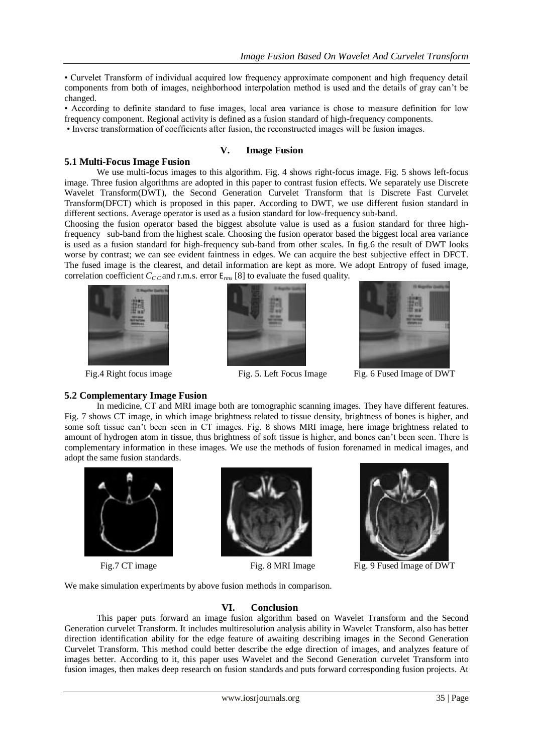• Curvelet Transform of individual acquired low frequency approximate component and high frequency detail components from both of images, neighborhood interpolation method is used and the details of gray can't be changed.

• According to definite standard to fuse images, local area variance is chose to measure definition for low frequency component. Regional activity is defined as a fusion standard of high-frequency components.

• Inverse transformation of coefficients after fusion, the reconstructed images will be fusion images.

# V. Image Fusion

## 5.1 Multi-Focus Image Fusion

We use multi-focus images to this algorithm. Fig. 4 shows right-focus image. Fig. 5 shows left-focus image. Three fusion algorithms are adopted in this paper to contrast fusion effects. We separately use Discrete Wavelet Transform(DWT), the Second Generation Curvelet Transform that is Discrete Fast Curvelet Transform(DFCT) which is proposed in this paper. According to DWT, we use different fusion standard in different sections. Average operator is used as a fusion standard for low-frequency sub-band.

Choosing the fusion operator based the biggest absolute value is used as a fusion standard for three high-frequency sub-band from the highest scale. Choosing the fusion operator based the biggest local area variance is used as a fusion standard for high-frequency sub-band from other scales. In fig.6 the result of DWT looks worse by contrast; we can see evident faintness in edges. We can acquire the best subjective effect in DFCT. The fused image is the clearest, and detail information are kept as more. We adopt Entropy of fused image, correlation coefficient $C_{CC}$ and r.m.s. error $E_{rms}$ [8] to evaluate the fused quality.

Fig.4 Right focus image

Fig. 5. Left Focus Image

Fig. 6 Fused Image of DWT

## 5.2 Complementary Image Fusion

In medicine, CT and MRI image both are tomographic scanning images. They have different features. Fig. 7 shows CT image, in which image brightness related to tissue density, brightness of bones is higher, and some soft tissue can't been seen in CT images. Fig. 8 shows MRI image, here image brightness related to amount of hydrogen atom in tissue, thus brightness of soft tissue is higher, and bones can't been seen. There is complementary information in these images. We use the methods of fusion forenamed in medical images, and adopt the same fusion standards.

Fig.7 CT image

Fig. 8 MRI Image

Fig. 9 Fused Image of DWT

We make simulation experiments by above fusion methods in comparison.

# VI. Conclusion

This paper puts forward an image fusion algorithm based on Wavelet Transform and the Second Generation curvelet Transform. It includes multiresolution analysis ability in Wavelet Transform, also has better direction identification ability for the edge feature of awaiting describing images in the Second Generation Curvelet Transform. This method could better describe the edge direction of images, and analyzes feature of images better. According to it, this paper uses Wavelet and the Second Generation curvelet Transform into fusion images, then makes deep research on fusion standards and puts forward corresponding fusion projects. At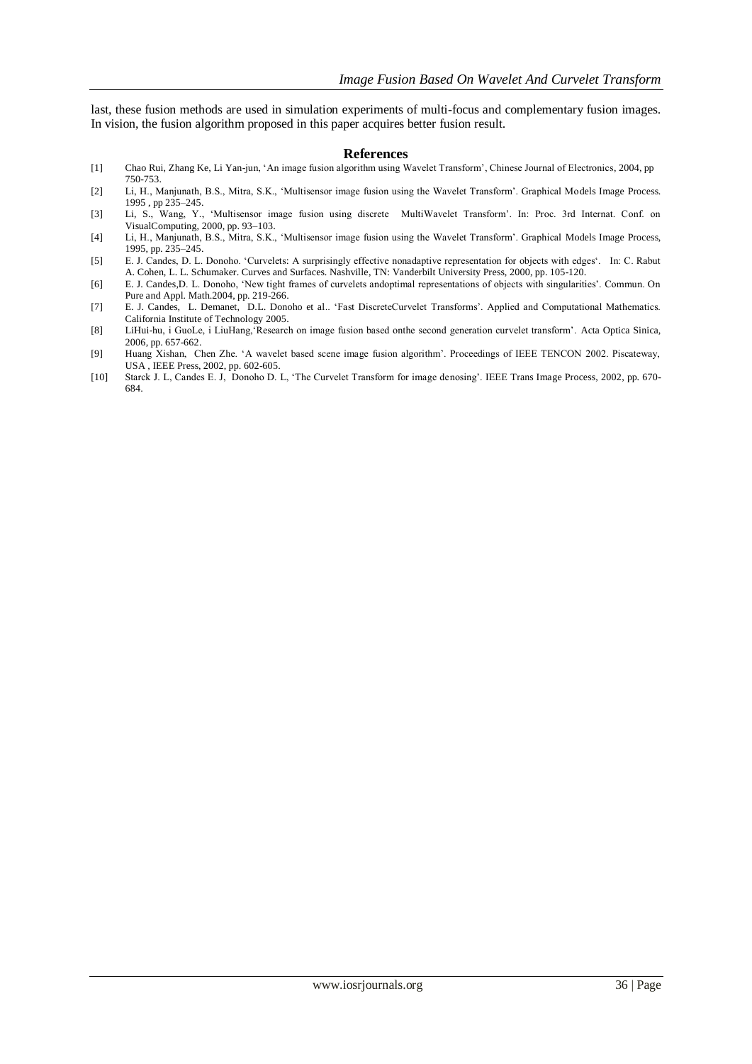last, these fusion methods are used in simulation experiments of multi-focus and complementary fusion images. In vision, the fusion algorithm proposed in this paper acquires better fusion result.

## References

[1] Chao Rui, Zhang Ke, Li Yan-jun, 'An image fusion algorithm using Wavelet Transform', Chinese Journal of Electronics, 2004, pp 750-753.

[2] Li, H., Manjunath, B.S., Mitra, S.K., 'Multisensor image fusion using the Wavelet Transform'. Graphical Models Image Process. 1995 , pp 235–245.

[3] Li, S., Wang, Y., 'Multisensor image fusion using discrete MultiWavelet Transform'. In: Proc. 3rd Internat. Conf. on VisualComputing, 2000, pp. 93–103.

[4] Li, H., Manjunath, B.S., Mitra, S.K., 'Multisensor image fusion using the Wavelet Transform'. Graphical Models Image Process, 1995, pp. 235–245.

[5] E. J. Candes, D. L. Donoho. 'Curvelets: A surprisingly effective nonadaptive representation for objects with edges'. In: C. Rabut A. Cohen, L. L. Schumaker. Curves and Surfaces. Nashville, TN: Vanderbilt University Press, 2000, pp. 105-120.

[6] E. J. Candes,D. L. Donoho, 'New tight frames of curvelets andoptimal representations of objects with singularities'. Commun. On Pure and Appl. Math.2004, pp. 219-266.

[7] E. J. Candes, L. Demanet, D.L. Donoho et al.. 'Fast DiscreteCurvelet Transforms'. Applied and Computational Mathematics. California Institute of Technology 2005.

[8] LiHui-hu, i GuoLe, i LiuHang,'Research on image fusion based onthe second generation curvelet transform'. Acta Optica Sinica, 2006, pp. 657-662.

[9] Huang Xishan, Chen Zhe. 'A wavelet based scene image fusion algorithm'. Proceedings of IEEE TENCON 2002. Piscateway, USA , IEEE Press, 2002, pp. 602-605.

[10] Starck J. L, Candes E. J, Donoho D. L, 'The Curvelet Transform for image denosing'. IEEE Trans Image Process, 2002, pp. 670-684.